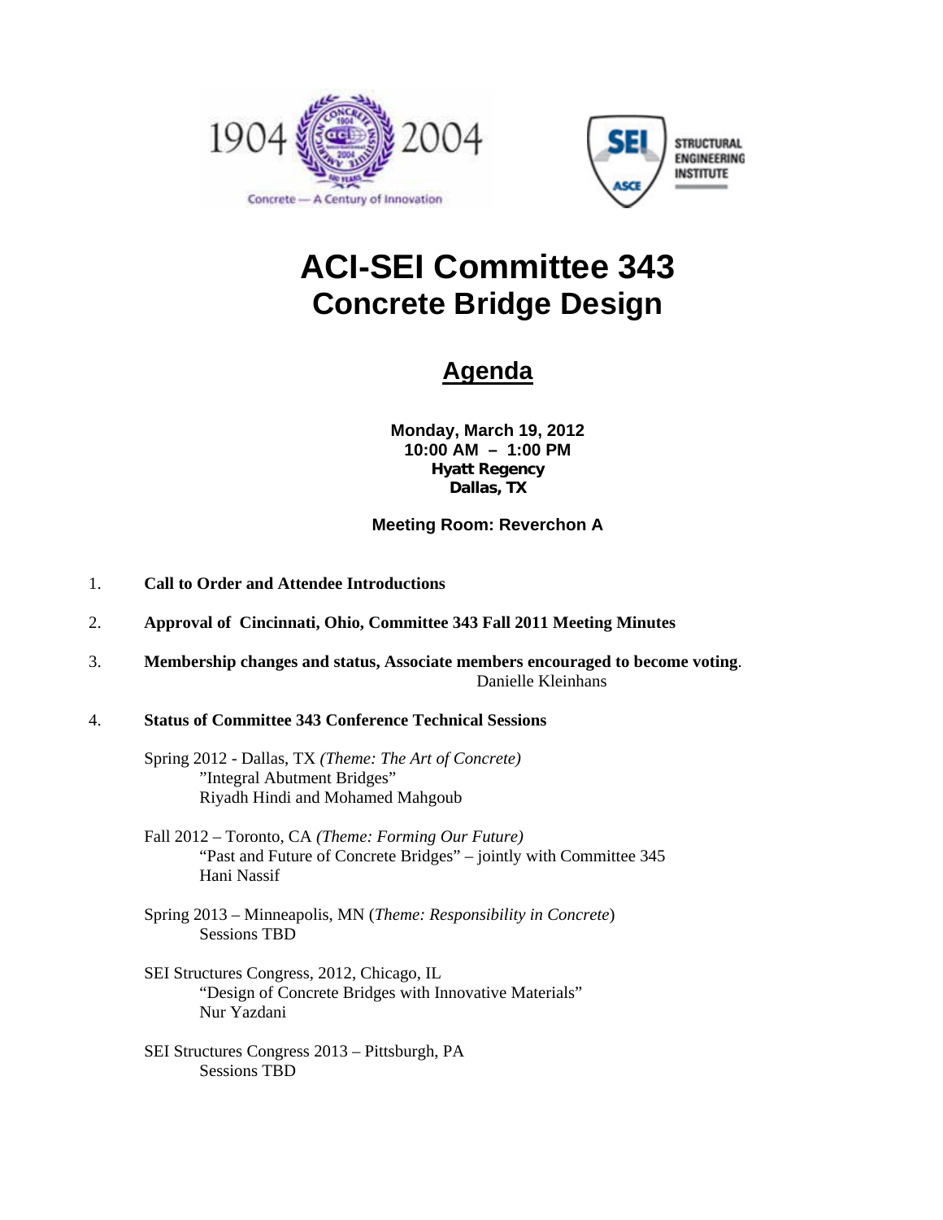# ACI-SEI Committee 343
## Concrete Bridge Design

## Agenda

**Monday, March 19, 2012**
**10:00 AM – 1:00 PM**
**Hyatt Regency**
**Dallas, TX**

**Meeting Room: Reverchon A**

1. **Call to Order and Attendee Introductions**

2. **Approval of Cincinnati, Ohio, Committee 343 Fall 2011 Meeting Minutes**

3. **Membership changes and status, Associate members encouraged to become voting**.
   Danielle Kleinhans

4. **Status of Committee 343 Conference Technical Sessions**

   Spring 2012 - Dallas, TX *(Theme: The Art of Concrete)*
   "Integral Abutment Bridges"
   Riyadh Hindi and Mohamed Mahgoub

   Fall 2012 – Toronto, CA *(Theme: Forming Our Future)*
   "Past and Future of Concrete Bridges" – jointly with Committee 345
   Hani Nassif

   Spring 2013 – Minneapolis, MN (*Theme: Responsibility in Concrete*)
   Sessions TBD

   SEI Structures Congress, 2012, Chicago, IL
   "Design of Concrete Bridges with Innovative Materials"
   Nur Yazdani

   SEI Structures Congress 2013 – Pittsburgh, PA
   Sessions TBD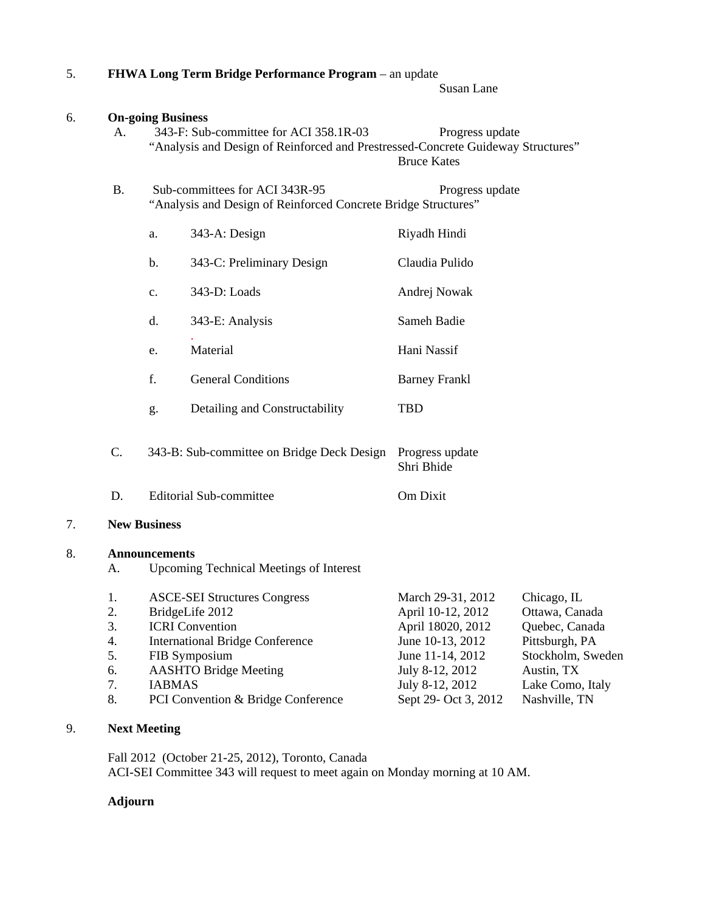5. **FHWA Long Term Bridge Performance Program** – an update

Susan Lane

6. **On-going Business**

A. 343-F: Sub-committee for ACI 358.1R-03 — Progress update

"Analysis and Design of Reinforced and Prestressed-Concrete Guideway Structures"

Bruce Kates

B. Sub-committees for ACI 343R-95 — Progress update

"Analysis and Design of Reinforced Concrete Bridge Structures"

| | | |
|---|---|---|
| a. | 343-A: Design | Riyadh Hindi |
| b. | 343-C: Preliminary Design | Claudia Pulido |
| c. | 343-D: Loads | Andrej Nowak |
| d. | 343-E: Analysis | Sameh Badie |
| e. | Material | Hani Nassif |
| f. | General Conditions | Barney Frankl |
| g. | Detailing and Constructability | TBD |

C. 343-B: Sub-committee on Bridge Deck Design — Progress update

Shri Bhide

D. Editorial Sub-committee — Om Dixit

7. **New Business**

8. **Announcements**

A. Upcoming Technical Meetings of Interest

| | | | |
|---|---|---|---|
| 1. | ASCE-SEI Structures Congress | March 29-31, 2012 | Chicago, IL |
| 2. | BridgeLife 2012 | April 10-12, 2012 | Ottawa, Canada |
| 3. | ICRI Convention | April 18020, 2012 | Quebec, Canada |
| 4. | International Bridge Conference | June 10-13, 2012 | Pittsburgh, PA |
| 5. | FIB Symposium | June 11-14, 2012 | Stockholm, Sweden |
| 6. | AASHTO Bridge Meeting | July 8-12, 2012 | Austin, TX |
| 7. | IABMAS | July 8-12, 2012 | Lake Como, Italy |
| 8. | PCI Convention & Bridge Conference | Sept 29- Oct 3, 2012 | Nashville, TN |

9. **Next Meeting**

Fall 2012 (October 21-25, 2012), Toronto, Canada

ACI-SEI Committee 343 will request to meet again on Monday morning at 10 AM.

**Adjourn**